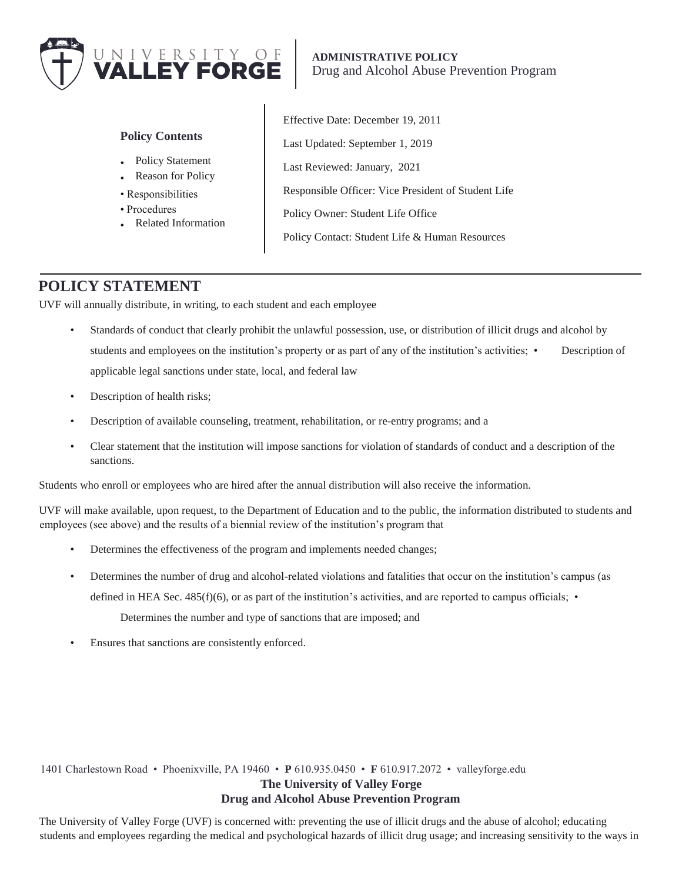**ADMINISTRATIVE POLICY**
Drug and Alcohol Abuse Prevention Program

**Policy Contents**

- Policy Statement
- Reason for Policy
- Responsibilities
- Procedures
- Related Information

Effective Date: December 19, 2011

Last Updated: September 1, 2019

Last Reviewed: January, 2021

Responsible Officer: Vice President of Student Life

Policy Owner: Student Life Office

Policy Contact: Student Life & Human Resources

## POLICY STATEMENT

UVF will annually distribute, in writing, to each student and each employee

- Standards of conduct that clearly prohibit the unlawful possession, use, or distribution of illicit drugs and alcohol by students and employees on the institution's property or as part of any of the institution's activities;
- Description of applicable legal sanctions under state, local, and federal law
- Description of health risks;
- Description of available counseling, treatment, rehabilitation, or re-entry programs; and a
- Clear statement that the institution will impose sanctions for violation of standards of conduct and a description of the sanctions.

Students who enroll or employees who are hired after the annual distribution will also receive the information.

UVF will make available, upon request, to the Department of Education and to the public, the information distributed to students and employees (see above) and the results of a biennial review of the institution's program that

- Determines the effectiveness of the program and implements needed changes;
- Determines the number of drug and alcohol-related violations and fatalities that occur on the institution's campus (as defined in HEA Sec. 485(f)(6), or as part of the institution's activities, and are reported to campus officials;
- Determines the number and type of sanctions that are imposed; and
- Ensures that sanctions are consistently enforced.

1401 Charlestown Road • Phoenixville, PA 19460 • **P** 610.935.0450 • **F** 610.917.2072 • valleyforge.edu

**The University of Valley Forge**
**Drug and Alcohol Abuse Prevention Program**

The University of Valley Forge (UVF) is concerned with: preventing the use of illicit drugs and the abuse of alcohol; educating students and employees regarding the medical and psychological hazards of illicit drug usage; and increasing sensitivity to the ways in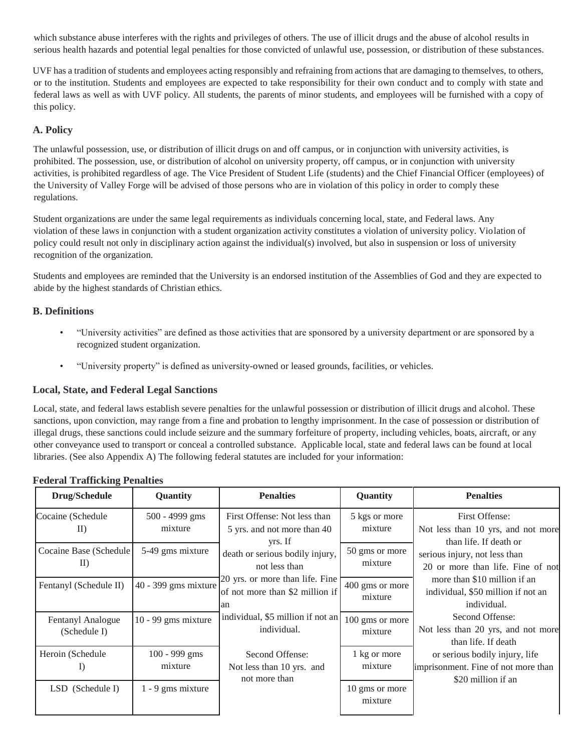which substance abuse interferes with the rights and privileges of others. The use of illicit drugs and the abuse of alcohol results in serious health hazards and potential legal penalties for those convicted of unlawful use, possession, or distribution of these substances.

UVF has a tradition of students and employees acting responsibly and refraining from actions that are damaging to themselves, to others, or to the institution. Students and employees are expected to take responsibility for their own conduct and to comply with state and federal laws as well as with UVF policy. All students, the parents of minor students, and employees will be furnished with a copy of this policy.

### A. Policy

The unlawful possession, use, or distribution of illicit drugs on and off campus, or in conjunction with university activities, is prohibited. The possession, use, or distribution of alcohol on university property, off campus, or in conjunction with university activities, is prohibited regardless of age. The Vice President of Student Life (students) and the Chief Financial Officer (employees) of the University of Valley Forge will be advised of those persons who are in violation of this policy in order to comply these regulations.

Student organizations are under the same legal requirements as individuals concerning local, state, and Federal laws. Any violation of these laws in conjunction with a student organization activity constitutes a violation of university policy. Violation of policy could result not only in disciplinary action against the individual(s) involved, but also in suspension or loss of university recognition of the organization.

Students and employees are reminded that the University is an endorsed institution of the Assemblies of God and they are expected to abide by the highest standards of Christian ethics.

### B. Definitions

- "University activities" are defined as those activities that are sponsored by a university department or are sponsored by a recognized student organization.
- "University property" is defined as university-owned or leased grounds, facilities, or vehicles.

### Local, State, and Federal Legal Sanctions

Local, state, and federal laws establish severe penalties for the unlawful possession or distribution of illicit drugs and alcohol. These sanctions, upon conviction, may range from a fine and probation to lengthy imprisonment. In the case of possession or distribution of illegal drugs, these sanctions could include seizure and the summary forfeiture of property, including vehicles, boats, aircraft, or any other conveyance used to transport or conceal a controlled substance. Applicable local, state and federal laws can be found at local libraries. (See also Appendix A) The following federal statutes are included for your information:

### Federal Trafficking Penalties

| Drug/Schedule | Quantity | Penalties | Quantity | Penalties |
|---|---|---|---|---|
| Cocaine (Schedule II) | 500 - 4999 gms mixture | First Offense: Not less than 5 yrs. and not more than 40 yrs. If death or serious bodily injury, not less than 20 yrs. or more than life. Fine of not more than $2 million if an individual, $5 million if not an individual. Second Offense: Not less than 10 yrs. and not more than | 5 kgs or more mixture | First Offense: Not less than 10 yrs, and not more than life. If death or serious injury, not less than 20 or more than life. Fine of not more than $10 million if an individual, $50 million if not an individual. Second Offense: Not less than 20 yrs, and not more than life. If death or serious bodily injury, life imprisonment. Fine of not more than $20 million if an |
| Cocaine Base (Schedule II) | 5-49 gms mixture | | 50 gms or more mixture | |
| Fentanyl (Schedule II) | 40 - 399 gms mixture | | 400 gms or more mixture | |
| Fentanyl Analogue (Schedule I) | 10 - 99 gms mixture | | 100 gms or more mixture | |
| Heroin (Schedule I) | 100 - 999 gms mixture | | 1 kg or more mixture | |
| LSD (Schedule I) | 1 - 9 gms mixture | | 10 gms or more mixture | |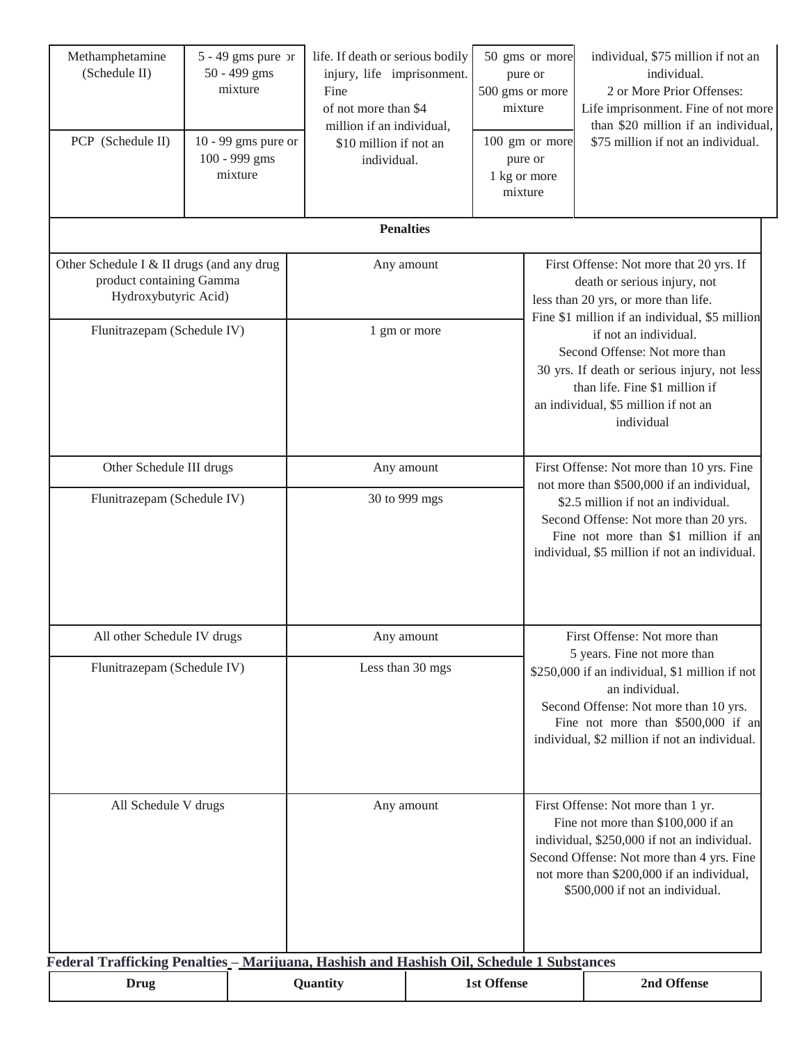| Methamphetamine (Schedule II) | 5 - 49 gms pure or 50 - 499 gms mixture | life. If death or serious bodily injury, life imprisonment. Fine of not more than $4 million if an individual, $10 million if not an individual. | 50 gms or more pure or 500 gms or more mixture | individual, $75 million if not an individual. 2 or More Prior Offenses: Life imprisonment. Fine of not more than $20 million if an individual, $75 million if not an individual. |
|---|---|---|---|---|
| PCP (Schedule II) | 10 - 99 gms pure or 100 - 999 gms mixture | | 100 gm or more pure or 1 kg or more mixture | |

**Penalties**

| | | |
|---|---|---|
| Other Schedule I & II drugs (and any drug product containing Gamma Hydroxybutyric Acid) | Any amount | First Offense: Not more that 20 yrs. If death or serious injury, not less than 20 yrs, or more than life. Fine $1 million if an individual, $5 million if not an individual. Second Offense: Not more than 30 yrs. If death or serious injury, not less than life. Fine $1 million if an individual, $5 million if not an individual |
| Flunitrazepam (Schedule IV) | 1 gm or more | |
| Other Schedule III drugs | Any amount | First Offense: Not more than 10 yrs. Fine not more than $500,000 if an individual, $2.5 million if not an individual. Second Offense: Not more than 20 yrs. Fine not more than $1 million if an individual, $5 million if not an individual. |
| Flunitrazepam (Schedule IV) | 30 to 999 mgs | |
| All other Schedule IV drugs | Any amount | First Offense: Not more than 5 years. Fine not more than $250,000 if an individual, $1 million if not an individual. Second Offense: Not more than 10 yrs. Fine not more than $500,000 if an individual, $2 million if not an individual. |
| Flunitrazepam (Schedule IV) | Less than 30 mgs | |
| All Schedule V drugs | Any amount | First Offense: Not more than 1 yr. Fine not more than $100,000 if an individual, $250,000 if not an individual. Second Offense: Not more than 4 yrs. Fine not more than $200,000 if an individual, $500,000 if not an individual. |

**Federal Trafficking Penalties – Marijuana, Hashish and Hashish Oil, Schedule 1 Substances**

| Drug | Quantity | 1st Offense | 2nd Offense |
|---|---|---|---|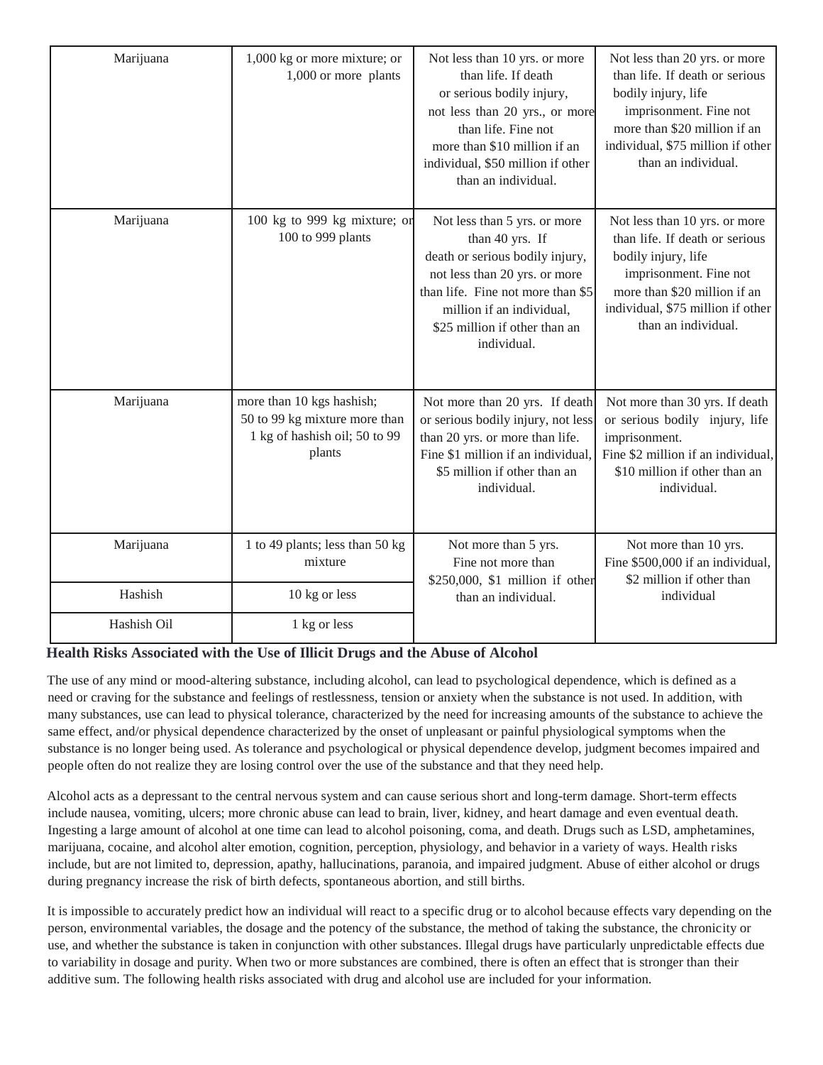| Marijuana | 1,000 kg or more mixture; or 1,000 or more plants | Not less than 10 yrs. or more than life. If death or serious bodily injury, not less than 20 yrs., or more than life. Fine not more than $10 million if an individual, $50 million if other than an individual. | Not less than 20 yrs. or more than life. If death or serious bodily injury, life imprisonment. Fine not more than $20 million if an individual, $75 million if other than an individual. |
|---|---|---|---|
| Marijuana | 100 kg to 999 kg mixture; or 100 to 999 plants | Not less than 5 yrs. or more than 40 yrs. If death or serious bodily injury, not less than 20 yrs. or more than life. Fine not more than $5 million if an individual, $25 million if other than an individual. | Not less than 10 yrs. or more than life. If death or serious bodily injury, life imprisonment. Fine not more than $20 million if an individual, $75 million if other than an individual. |
| Marijuana | more than 10 kgs hashish; 50 to 99 kg mixture more than 1 kg of hashish oil; 50 to 99 plants | Not more than 20 yrs. If death or serious bodily injury, not less than 20 yrs. or more than life. Fine $1 million if an individual, $5 million if other than an individual. | Not more than 30 yrs. If death or serious bodily injury, life imprisonment. Fine $2 million if an individual, $10 million if other than an individual. |
| Marijuana | 1 to 49 plants; less than 50 kg mixture | Not more than 5 yrs. Fine not more than $250,000, $1 million if other than an individual. | Not more than 10 yrs. Fine $500,000 if an individual, $2 million if other than individual |
| Hashish | 10 kg or less | | |
| Hashish Oil | 1 kg or less | | |

## Health Risks Associated with the Use of Illicit Drugs and the Abuse of Alcohol

The use of any mind or mood-altering substance, including alcohol, can lead to psychological dependence, which is defined as a need or craving for the substance and feelings of restlessness, tension or anxiety when the substance is not used. In addition, with many substances, use can lead to physical tolerance, characterized by the need for increasing amounts of the substance to achieve the same effect, and/or physical dependence characterized by the onset of unpleasant or painful physiological symptoms when the substance is no longer being used. As tolerance and psychological or physical dependence develop, judgment becomes impaired and people often do not realize they are losing control over the use of the substance and that they need help.

Alcohol acts as a depressant to the central nervous system and can cause serious short and long-term damage. Short-term effects include nausea, vomiting, ulcers; more chronic abuse can lead to brain, liver, kidney, and heart damage and even eventual death. Ingesting a large amount of alcohol at one time can lead to alcohol poisoning, coma, and death. Drugs such as LSD, amphetamines, marijuana, cocaine, and alcohol alter emotion, cognition, perception, physiology, and behavior in a variety of ways. Health risks include, but are not limited to, depression, apathy, hallucinations, paranoia, and impaired judgment. Abuse of either alcohol or drugs during pregnancy increase the risk of birth defects, spontaneous abortion, and still births.

It is impossible to accurately predict how an individual will react to a specific drug or to alcohol because effects vary depending on the person, environmental variables, the dosage and the potency of the substance, the method of taking the substance, the chronicity or use, and whether the substance is taken in conjunction with other substances. Illegal drugs have particularly unpredictable effects due to variability in dosage and purity. When two or more substances are combined, there is often an effect that is stronger than their additive sum. The following health risks associated with drug and alcohol use are included for your information.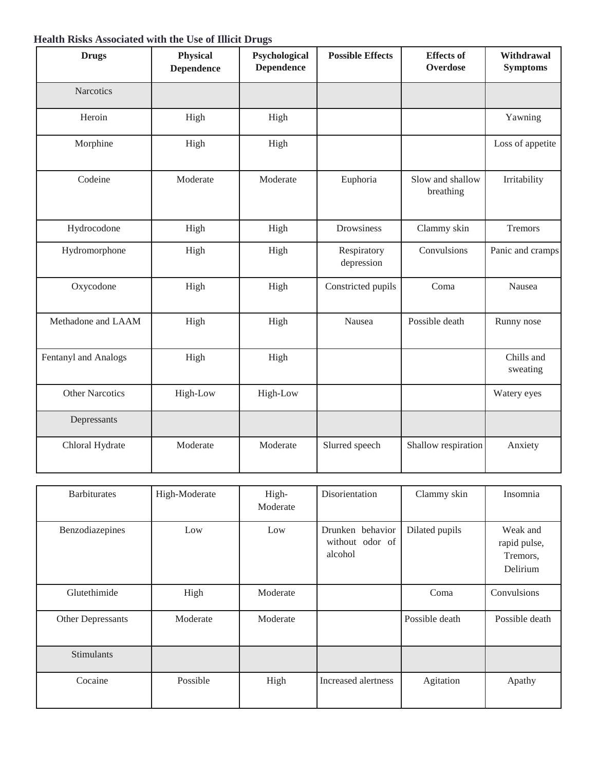**Health Risks Associated with the Use of Illicit Drugs**

| Drugs | Physical Dependence | Psychological Dependence | Possible Effects | Effects of Overdose | Withdrawal Symptoms |
|---|---|---|---|---|---|
| Narcotics | | | | | |
| Heroin | High | High | | | Yawning |
| Morphine | High | High | | | Loss of appetite |
| Codeine | Moderate | Moderate | Euphoria | Slow and shallow breathing | Irritability |
| Hydrocodone | High | High | Drowsiness | Clammy skin | Tremors |
| Hydromorphone | High | High | Respiratory depression | Convulsions | Panic and cramps |
| Oxycodone | High | High | Constricted pupils | Coma | Nausea |
| Methadone and LAAM | High | High | Nausea | Possible death | Runny nose |
| Fentanyl and Analogs | High | High | | | Chills and sweating |
| Other Narcotics | High-Low | High-Low | | | Watery eyes |
| Depressants | | | | | |
| Chloral Hydrate | Moderate | Moderate | Slurred speech | Shallow respiration | Anxiety |
| Barbiturates | High-Moderate | High-Moderate | Disorientation | Clammy skin | Insomnia |
| Benzodiazepines | Low | Low | Drunken behavior without odor of alcohol | Dilated pupils | Weak and rapid pulse, Tremors, Delirium |
| Glutethimide | High | Moderate | | Coma | Convulsions |
| Other Depressants | Moderate | Moderate | | Possible death | Possible death |
| Stimulants | | | | | |
| Cocaine | Possible | High | Increased alertness | Agitation | Apathy |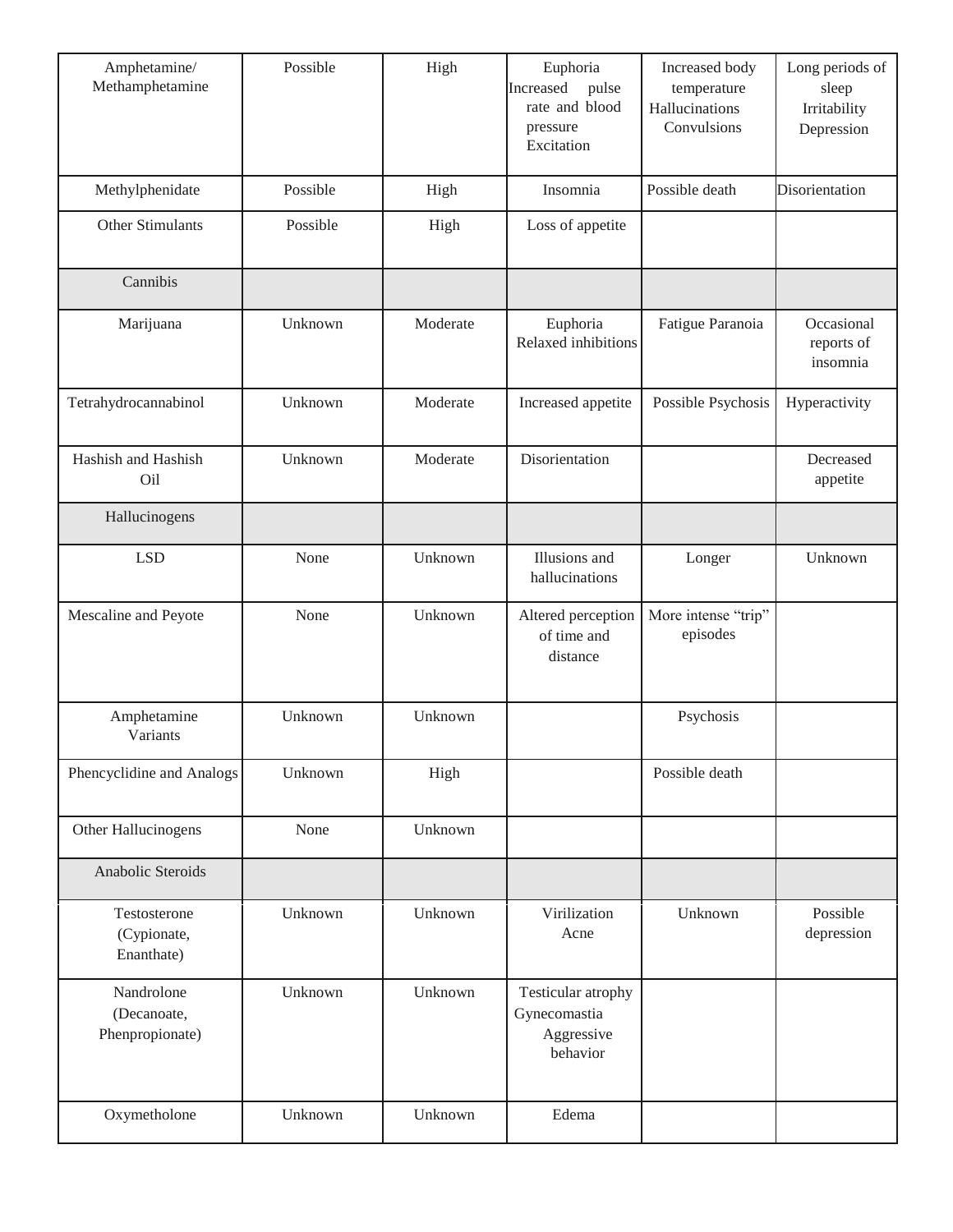| Amphetamine/ Methamphetamine | Possible | High | Euphoria Increased pulse rate and blood pressure Excitation | Increased body temperature Hallucinations Convulsions | Long periods of sleep Irritability Depression |
|---|---|---|---|---|---|
| Methylphenidate | Possible | High | Insomnia | Possible death | Disorientation |
| Other Stimulants | Possible | High | Loss of appetite | | |
| Cannibis | | | | | |
| Marijuana | Unknown | Moderate | Euphoria Relaxed inhibitions | Fatigue Paranoia | Occasional reports of insomnia |
| Tetrahydrocannabinol | Unknown | Moderate | Increased appetite | Possible Psychosis | Hyperactivity |
| Hashish and Hashish Oil | Unknown | Moderate | Disorientation | | Decreased appetite |
| Hallucinogens | | | | | |
| LSD | None | Unknown | Illusions and hallucinations | Longer | Unknown |
| Mescaline and Peyote | None | Unknown | Altered perception of time and distance | More intense "trip" episodes | |
| Amphetamine Variants | Unknown | Unknown | | Psychosis | |
| Phencyclidine and Analogs | Unknown | High | | Possible death | |
| Other Hallucinogens | None | Unknown | | | |
| Anabolic Steroids | | | | | |
| Testosterone (Cypionate, Enanthate) | Unknown | Unknown | Virilization Acne | Unknown | Possible depression |
| Nandrolone (Decanoate, Phenpropionate) | Unknown | Unknown | Testicular atrophy Gynecomastia Aggressive behavior | | |
| Oxymetholone | Unknown | Unknown | Edema | | |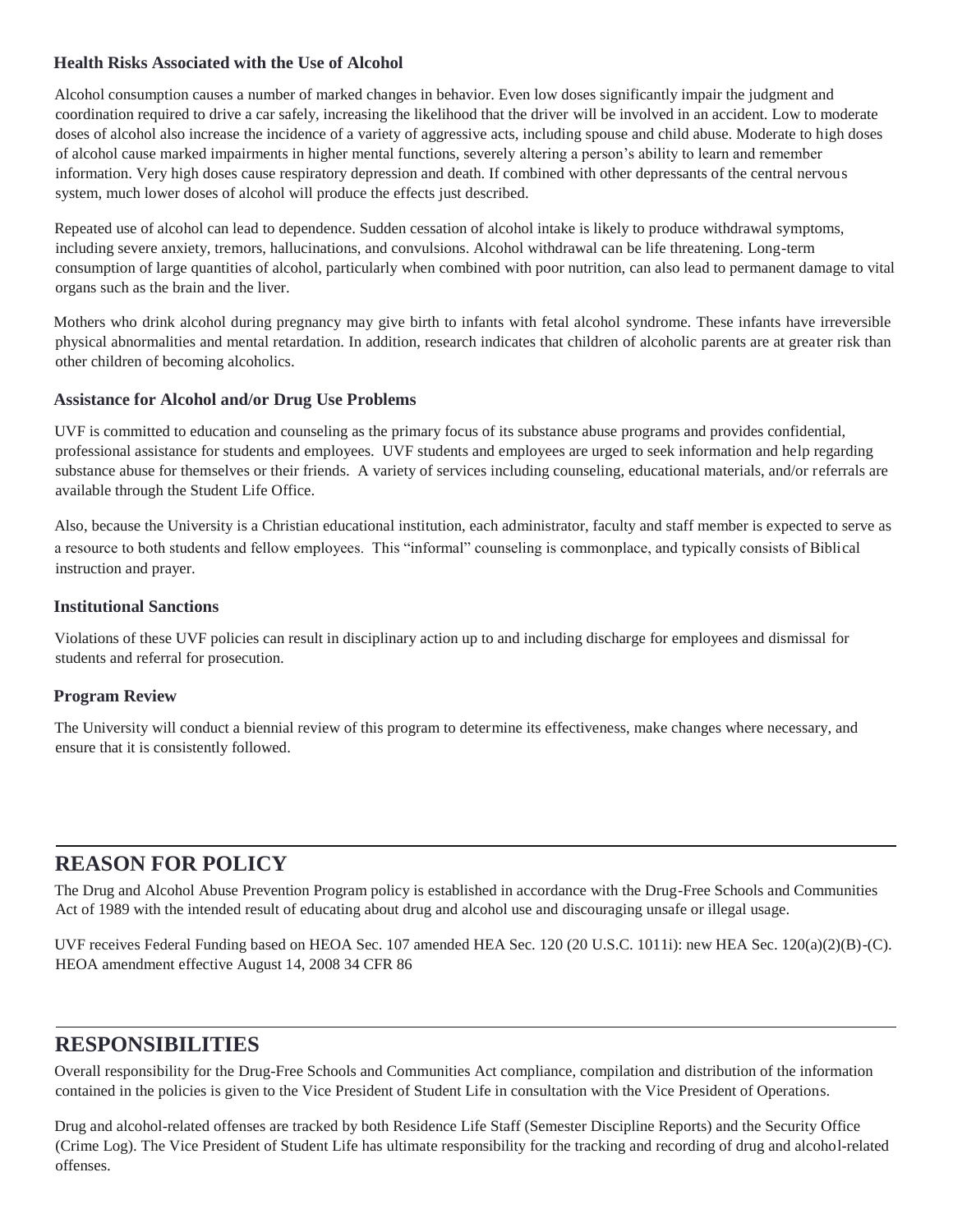### Health Risks Associated with the Use of Alcohol

Alcohol consumption causes a number of marked changes in behavior. Even low doses significantly impair the judgment and coordination required to drive a car safely, increasing the likelihood that the driver will be involved in an accident. Low to moderate doses of alcohol also increase the incidence of a variety of aggressive acts, including spouse and child abuse. Moderate to high doses of alcohol cause marked impairments in higher mental functions, severely altering a person's ability to learn and remember information. Very high doses cause respiratory depression and death. If combined with other depressants of the central nervous system, much lower doses of alcohol will produce the effects just described.

Repeated use of alcohol can lead to dependence. Sudden cessation of alcohol intake is likely to produce withdrawal symptoms, including severe anxiety, tremors, hallucinations, and convulsions. Alcohol withdrawal can be life threatening. Long-term consumption of large quantities of alcohol, particularly when combined with poor nutrition, can also lead to permanent damage to vital organs such as the brain and the liver.

Mothers who drink alcohol during pregnancy may give birth to infants with fetal alcohol syndrome. These infants have irreversible physical abnormalities and mental retardation. In addition, research indicates that children of alcoholic parents are at greater risk than other children of becoming alcoholics.

### Assistance for Alcohol and/or Drug Use Problems

UVF is committed to education and counseling as the primary focus of its substance abuse programs and provides confidential, professional assistance for students and employees. UVF students and employees are urged to seek information and help regarding substance abuse for themselves or their friends. A variety of services including counseling, educational materials, and/or referrals are available through the Student Life Office.

Also, because the University is a Christian educational institution, each administrator, faculty and staff member is expected to serve as a resource to both students and fellow employees. This "informal" counseling is commonplace, and typically consists of Biblical instruction and prayer.

### Institutional Sanctions

Violations of these UVF policies can result in disciplinary action up to and including discharge for employees and dismissal for students and referral for prosecution.

### Program Review

The University will conduct a biennial review of this program to determine its effectiveness, make changes where necessary, and ensure that it is consistently followed.

## REASON FOR POLICY

The Drug and Alcohol Abuse Prevention Program policy is established in accordance with the Drug-Free Schools and Communities Act of 1989 with the intended result of educating about drug and alcohol use and discouraging unsafe or illegal usage.

UVF receives Federal Funding based on HEOA Sec. 107 amended HEA Sec. 120 (20 U.S.C. 1011i): new HEA Sec. 120(a)(2)(B)-(C). HEOA amendment effective August 14, 2008 34 CFR 86

## RESPONSIBILITIES

Overall responsibility for the Drug-Free Schools and Communities Act compliance, compilation and distribution of the information contained in the policies is given to the Vice President of Student Life in consultation with the Vice President of Operations.

Drug and alcohol-related offenses are tracked by both Residence Life Staff (Semester Discipline Reports) and the Security Office (Crime Log). The Vice President of Student Life has ultimate responsibility for the tracking and recording of drug and alcohol-related offenses.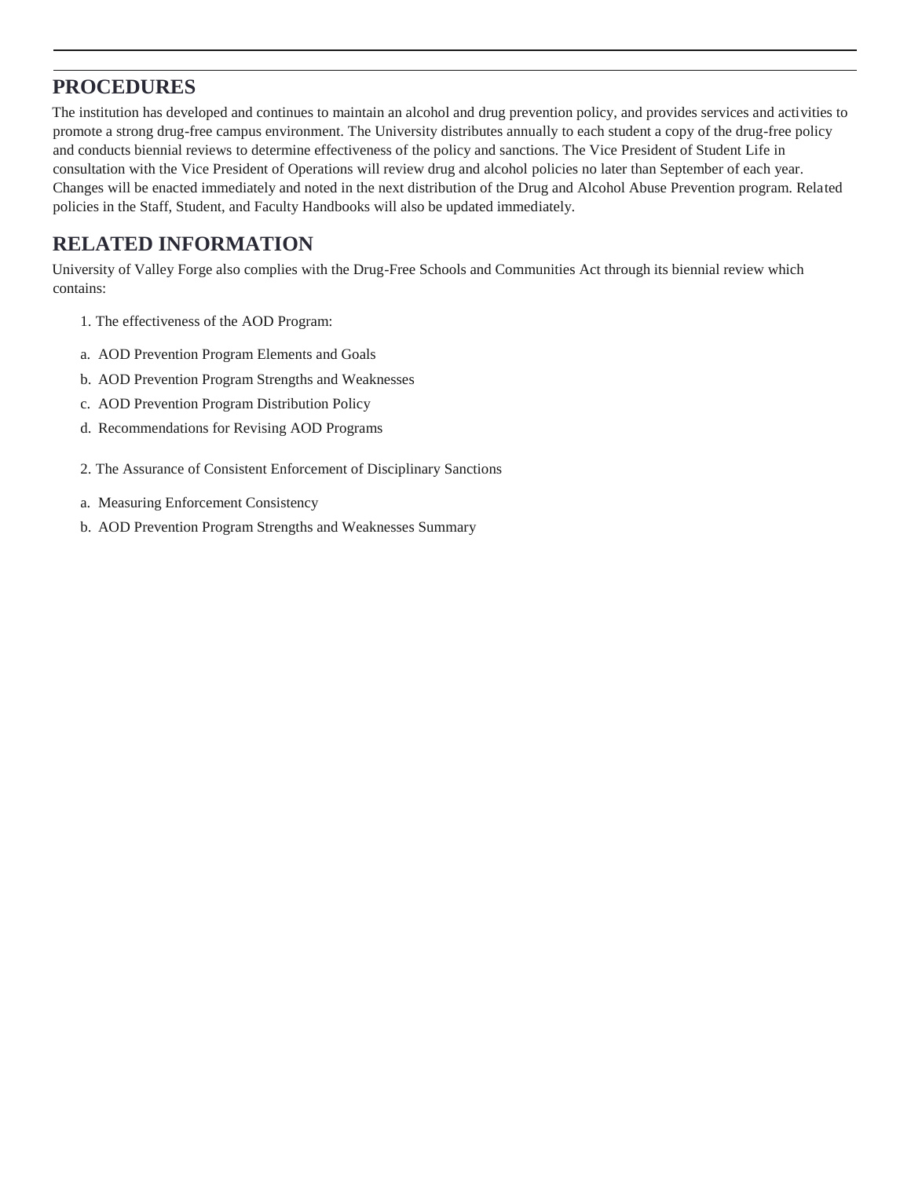## PROCEDURES

The institution has developed and continues to maintain an alcohol and drug prevention policy, and provides services and activities to promote a strong drug-free campus environment. The University distributes annually to each student a copy of the drug-free policy and conducts biennial reviews to determine effectiveness of the policy and sanctions. The Vice President of Student Life in consultation with the Vice President of Operations will review drug and alcohol policies no later than September of each year. Changes will be enacted immediately and noted in the next distribution of the Drug and Alcohol Abuse Prevention program. Related policies in the Staff, Student, and Faculty Handbooks will also be updated immediately.

## RELATED INFORMATION

University of Valley Forge also complies with the Drug-Free Schools and Communities Act through its biennial review which contains:

1. The effectiveness of the AOD Program:

a. AOD Prevention Program Elements and Goals

b. AOD Prevention Program Strengths and Weaknesses

c. AOD Prevention Program Distribution Policy

d. Recommendations for Revising AOD Programs

2. The Assurance of Consistent Enforcement of Disciplinary Sanctions

a. Measuring Enforcement Consistency

b. AOD Prevention Program Strengths and Weaknesses Summary